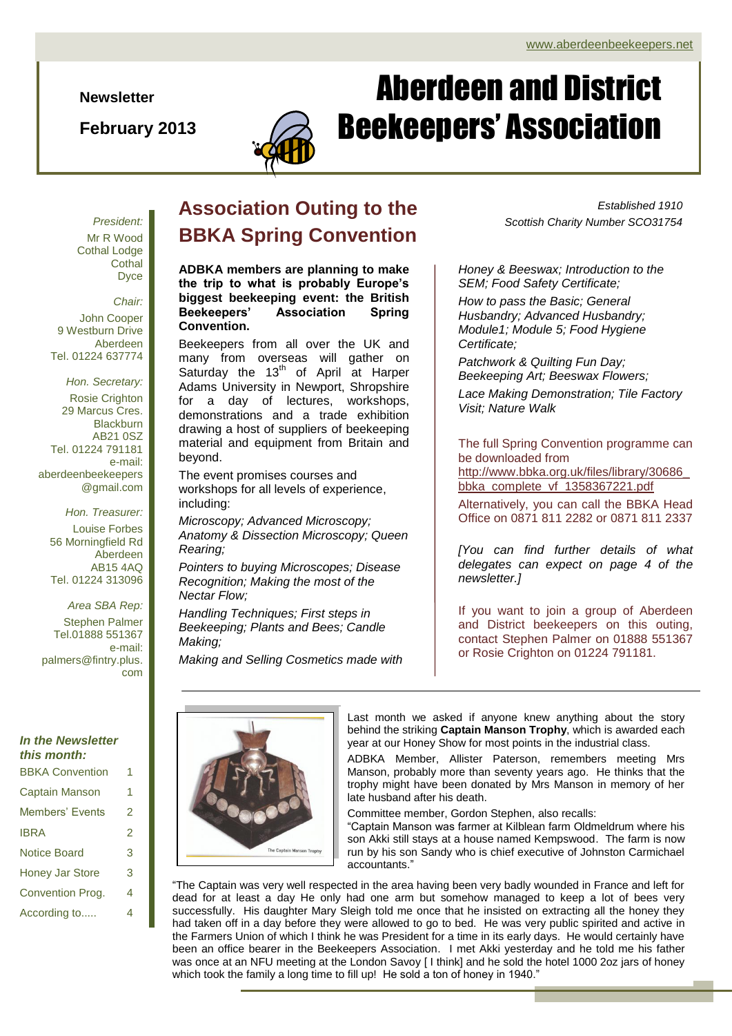www.aberdeenbeekeepers.net

**Newsletter**

**February 2013**

# Aberdeen and District Beekeepers' Association

*Established 1910*
*Scottish Charity Number SCO31754*

*President:*
Mr R Wood
Cothal Lodge
Cothal
Dyce

*Chair:*
John Cooper
9 Westburn Drive
Aberdeen
Tel. 01224 637774

*Hon. Secretary:*
Rosie Crighton
29 Marcus Cres.
Blackburn
AB21 0SZ
Tel. 01224 791181
e-mail:
aberdeenbeekeepers@gmail.com

*Hon. Treasurer:*
Louise Forbes
56 Morningfield Rd
Aberdeen
AB15 4AQ
Tel. 01224 313096

*Area SBA Rep:*
Stephen Palmer
Tel.01888 551367
e-mail:
palmers@fintry.plus.com

***In the Newsletter this month:***

| | |
|---|---|
| BBKA Convention | 1 |
| Captain Manson | 1 |
| Members' Events | 2 |
| IBRA | 2 |
| Notice Board | 3 |
| Honey Jar Store | 3 |
| Convention Prog. | 4 |
| According to..... | 4 |

## Association Outing to the BBKA Spring Convention

**ADBKA members are planning to make the trip to what is probably Europe's biggest beekeeping event: the British Beekeepers' Association Spring Convention.**

Beekeepers from all over the UK and many from overseas will gather on Saturday the 13th of April at Harper Adams University in Newport, Shropshire for a day of lectures, workshops, demonstrations and a trade exhibition drawing a host of suppliers of beekeeping material and equipment from Britain and beyond.

The event promises courses and workshops for all levels of experience, including:

*Microscopy; Advanced Microscopy; Anatomy & Dissection Microscopy; Queen Rearing;*

*Pointers to buying Microscopes; Disease Recognition; Making the most of the Nectar Flow;*

*Handling Techniques; First steps in Beekeeping; Plants and Bees; Candle Making;*

*Making and Selling Cosmetics made with Honey & Beeswax; Introduction to the SEM; Food Safety Certificate;*

*How to pass the Basic; General Husbandry; Advanced Husbandry; Module1; Module 5; Food Hygiene Certificate;*

*Patchwork & Quilting Fun Day; Beekeeping Art; Beeswax Flowers;*

*Lace Making Demonstration; Tile Factory Visit; Nature Walk*

The full Spring Convention programme can be downloaded from http://www.bbka.org.uk/files/library/30686_bbka_complete_vf_1358367221.pdf

Alternatively, you can call the BBKA Head Office on 0871 811 2282 or 0871 811 2337

*[You can find further details of what delegates can expect on page 4 of the newsletter.]*

If you want to join a group of Aberdeen and District beekeepers on this outing, contact Stephen Palmer on 01888 551367 or Rosie Crighton on 01224 791181.

---

The Captain Manson Trophy

Last month we asked if anyone knew anything about the story behind the striking **Captain Manson Trophy**, which is awarded each year at our Honey Show for most points in the industrial class.

ADBKA Member, Allister Paterson, remembers meeting Mrs Manson, probably more than seventy years ago. He thinks that the trophy might have been donated by Mrs Manson in memory of her late husband after his death.

Committee member, Gordon Stephen, also recalls:
"Captain Manson was farmer at Kilblean farm Oldmeldrum where his son Akki still stays at a house named Kempswood. The farm is now run by his son Sandy who is chief executive of Johnston Carmichael accountants."

"The Captain was very well respected in the area having been very badly wounded in France and left for dead for at least a day He only had one arm but somehow managed to keep a lot of bees very successfully. His daughter Mary Sleigh told me once that he insisted on extracting all the honey they had taken off in a day before they were allowed to go to bed. He was very public spirited and active in the Farmers Union of which I think he was President for a time in its early days. He would certainly have been an office bearer in the Beekeepers Association. I met Akki yesterday and he told me his father was once at an NFU meeting at the London Savoy [ I think] and he sold the hotel 1000 2oz jars of honey which took the family a long time to fill up! He sold a ton of honey in 1940."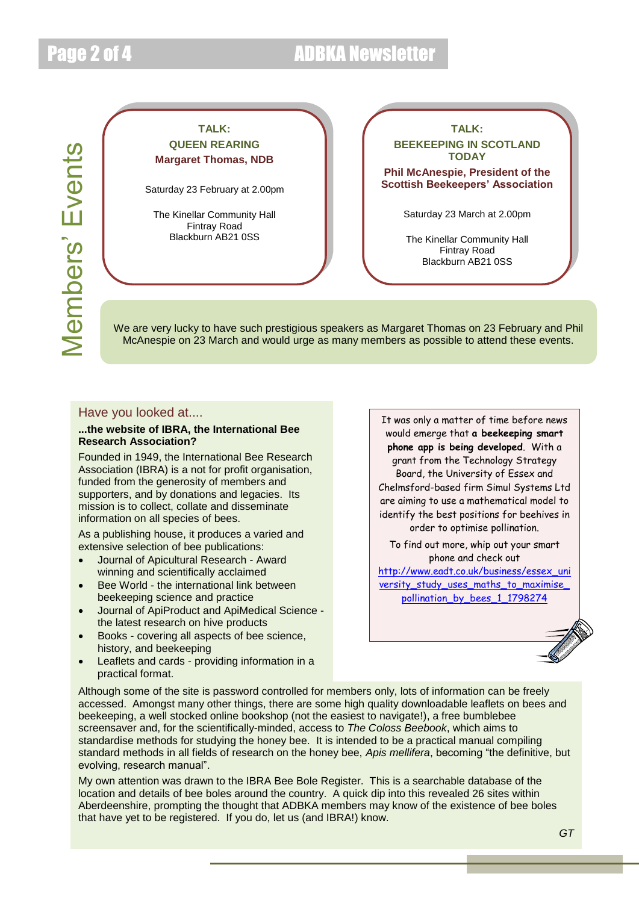# Members' Events

**TALK:**
**QUEEN REARING**
**Margaret Thomas, NDB**

Saturday 23 February at 2.00pm

The Kinellar Community Hall
Fintray Road
Blackburn AB21 0SS

**TALK:**
**BEEKEEPING IN SCOTLAND TODAY**
**Phil McAnespie, President of the Scottish Beekeepers' Association**

Saturday 23 March at 2.00pm

The Kinellar Community Hall
Fintray Road
Blackburn AB21 0SS

We are very lucky to have such prestigious speakers as Margaret Thomas on 23 February and Phil McAnespie on 23 March and would urge as many members as possible to attend these events.

## Have you looked at....

**...the website of IBRA, the International Bee Research Association?**

Founded in 1949, the International Bee Research Association (IBRA) is a not for profit organisation, funded from the generosity of members and supporters, and by donations and legacies. Its mission is to collect, collate and disseminate information on all species of bees.

As a publishing house, it produces a varied and extensive selection of bee publications:

- Journal of Apicultural Research - Award winning and scientifically acclaimed
- Bee World - the international link between beekeeping science and practice
- Journal of ApiProduct and ApiMedical Science - the latest research on hive products
- Books - covering all aspects of bee science, history, and beekeeping
- Leaflets and cards - providing information in a practical format.

Although some of the site is password controlled for members only, lots of information can be freely accessed. Amongst many other things, there are some high quality downloadable leaflets on bees and beekeeping, a well stocked online bookshop (not the easiest to navigate!), a free bumblebee screensaver and, for the scientifically-minded, access to *The Coloss Beebook*, which aims to standardise methods for studying the honey bee. It is intended to be a practical manual compiling standard methods in all fields of research on the honey bee, *Apis mellifera*, becoming "the definitive, but evolving, research manual".

My own attention was drawn to the IBRA Bee Bole Register. This is a searchable database of the location and details of bee boles around the country. A quick dip into this revealed 26 sites within Aberdeenshire, prompting the thought that ADBKA members may know of the existence of bee boles that have yet to be registered. If you do, let us (and IBRA!) know.

*GT*

It was only a matter of time before news would emerge that **a beekeeping smart phone app is being developed**. With a grant from the Technology Strategy Board, the University of Essex and Chelmsford-based firm Simul Systems Ltd are aiming to use a mathematical model to identify the best positions for beehives in order to optimise pollination.

To find out more, whip out your smart phone and check out http://www.eadt.co.uk/business/essex_university_study_uses_maths_to_maximise_pollination_by_bees_1_1798274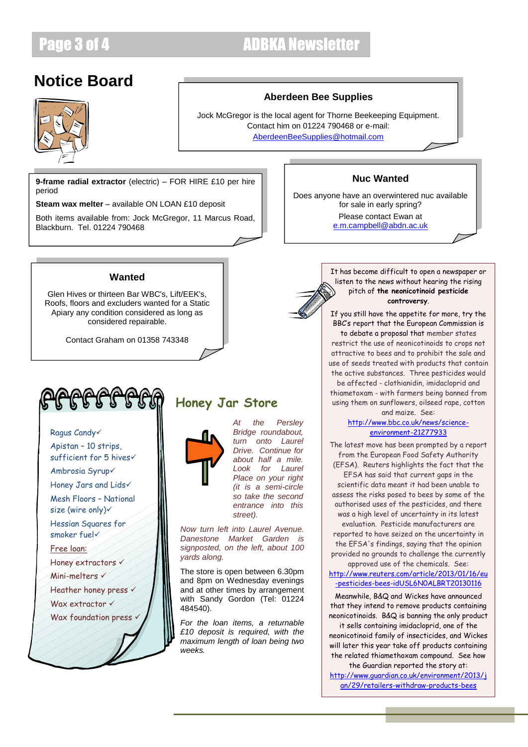# Notice Board

### Aberdeen Bee Supplies

Jock McGregor is the local agent for Thorne Beekeeping Equipment. Contact him on 01224 790468 or e-mail: AberdeenBeeSupplies@hotmail.com

**9-frame radial extractor** (electric) – FOR HIRE £10 per hire period

**Steam wax melter** – available ON LOAN £10 deposit

Both items available from: Jock McGregor, 11 Marcus Road, Blackburn. Tel. 01224 790468

### Nuc Wanted

Does anyone have an overwintered nuc available for sale in early spring?

Please contact Ewan at e.m.campbell@abdn.ac.uk

### Wanted

Glen Hives or thirteen Bar WBC's, Lift/EEK's, Roofs, floors and excluders wanted for a Static Apiary any condition considered as long as considered repairable.

Contact Graham on 01358 743348

- Ragus Candy✓
- Apistan – 10 strips, sufficient for 5 hives✓
- Ambrosia Syrup✓
- Honey Jars and Lids✓
- Mesh Floors – National size (wire only)✓
- Hessian Squares for smoker fuel✓

Free loan:

- Honey extractors ✓
- Mini-melters ✓
- Heather honey press ✓
- Wax extractor ✓
- Wax foundation press ✓

## Honey Jar Store

*At the Persley Bridge roundabout, turn onto Laurel Drive. Continue for about half a mile. Look for Laurel Place on your right (it is a semi-circle so take the second entrance into this street).*

*Now turn left into Laurel Avenue. Danestone Market Garden is signposted, on the left, about 100 yards along.*

The store is open between 6.30pm and 8pm on Wednesday evenings and at other times by arrangement with Sandy Gordon (Tel: 01224 484540).

*For the loan items, a returnable £10 deposit is required, with the maximum length of loan being two weeks.*

It has become difficult to open a newspaper or listen to the news without hearing the rising pitch of **the neonicotinoid pesticide controversy**.

If you still have the appetite for more, try the BBC's report that the European Commission is to debate a proposal that member states restrict the use of neonicotinoids to crops not attractive to bees and to prohibit the sale and use of seeds treated with products that contain the active substances. Three pesticides would be affected - clothianidin, imidacloprid and thiametoxam - with farmers being banned from using them on sunflowers, oilseed rape, cotton and maize. See: http://www.bbc.co.uk/news/science-environment-21277933

The latest move has been prompted by a report from the European Food Safety Authority (EFSA). Reuters highlights the fact that the EFSA has said that current gaps in the scientific data meant it had been unable to assess the risks posed to bees by some of the authorised uses of the pesticides, and there was a high level of uncertainty in its latest evaluation. Pesticide manufacturers are reported to have seized on the uncertainty in the EFSA's findings, saying that the opinion provided no grounds to challenge the currently approved use of the chemicals. See: http://www.reuters.com/article/2013/01/16/eu-pesticides-bees-idUSL6N0ALBRT20130116

Meanwhile, B&Q and Wickes have announced that they intend to remove products containing neonicotinoids. B&Q is banning the only product it sells containing imidacloprid, one of the neonicotinoid family of insecticides, and Wickes will later this year take off products containing the related thiamethoxam compound. See how the Guardian reported the story at: http://www.guardian.co.uk/environment/2013/jan/29/retailers-withdraw-products-bees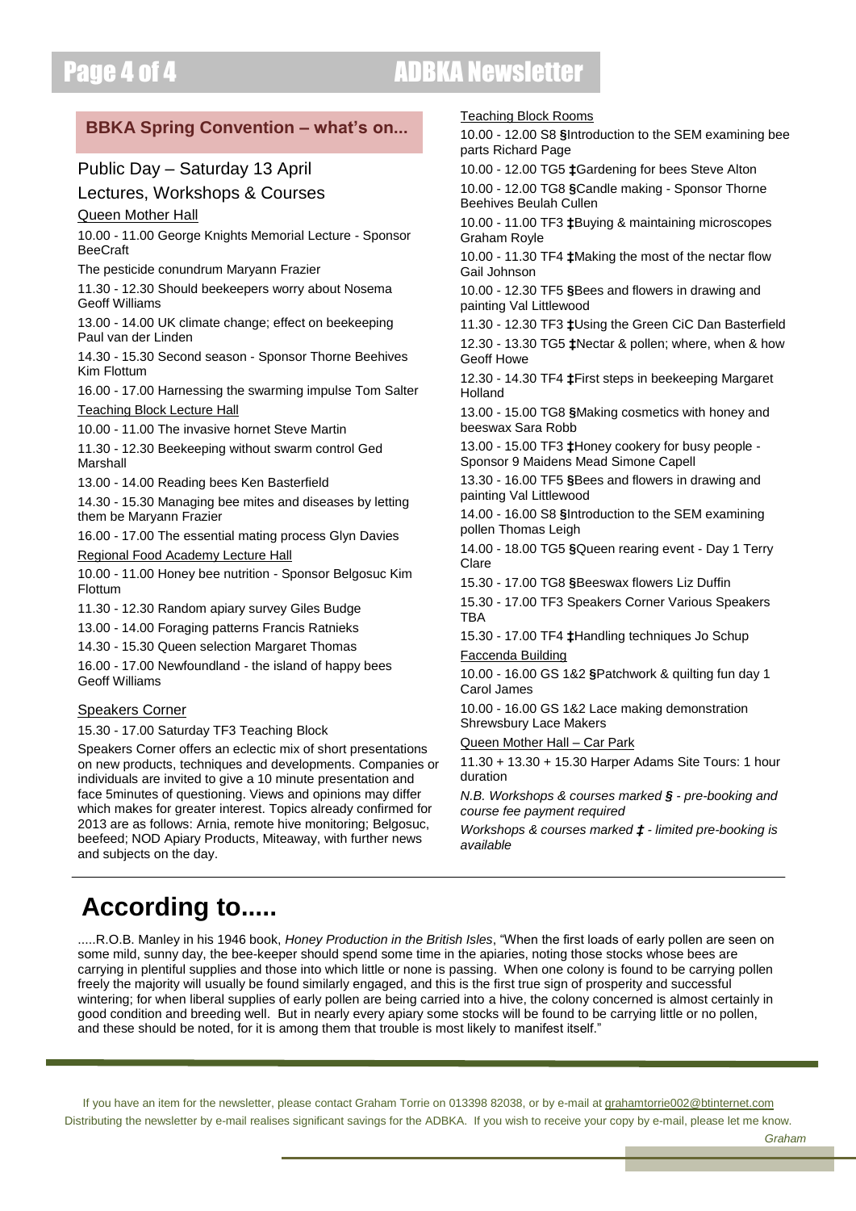## BBKA Spring Convention – what's on...

Public Day – Saturday 13 April

Lectures, Workshops & Courses

Queen Mother Hall

10.00 - 11.00 George Knights Memorial Lecture - Sponsor BeeCraft

The pesticide conundrum Maryann Frazier

11.30 - 12.30 Should beekeepers worry about Nosema Geoff Williams

13.00 - 14.00 UK climate change; effect on beekeeping Paul van der Linden

14.30 - 15.30 Second season - Sponsor Thorne Beehives Kim Flottum

16.00 - 17.00 Harnessing the swarming impulse Tom Salter

Teaching Block Lecture Hall

10.00 - 11.00 The invasive hornet Steve Martin

11.30 - 12.30 Beekeeping without swarm control Ged Marshall

13.00 - 14.00 Reading bees Ken Basterfield

14.30 - 15.30 Managing bee mites and diseases by letting them be Maryann Frazier

16.00 - 17.00 The essential mating process Glyn Davies

Regional Food Academy Lecture Hall

10.00 - 11.00 Honey bee nutrition - Sponsor Belgosuc Kim Flottum

11.30 - 12.30 Random apiary survey Giles Budge

13.00 - 14.00 Foraging patterns Francis Ratnieks

14.30 - 15.30 Queen selection Margaret Thomas

16.00 - 17.00 Newfoundland - the island of happy bees Geoff Williams

Speakers Corner

15.30 - 17.00 Saturday TF3 Teaching Block

Speakers Corner offers an eclectic mix of short presentations on new products, techniques and developments. Companies or individuals are invited to give a 10 minute presentation and face 5minutes of questioning. Views and opinions may differ which makes for greater interest. Topics already confirmed for 2013 are as follows: Arnia, remote hive monitoring; Belgosuc, beefeed; NOD Apiary Products, Miteaway, with further news and subjects on the day.

Teaching Block Rooms

10.00 - 12.00 S8 §Introduction to the SEM examining bee parts Richard Page

10.00 - 12.00 TG5 ‡Gardening for bees Steve Alton

10.00 - 12.00 TG8 §Candle making - Sponsor Thorne Beehives Beulah Cullen

10.00 - 11.00 TF3 ‡Buying & maintaining microscopes Graham Royle

10.00 - 11.30 TF4 ‡Making the most of the nectar flow Gail Johnson

10.00 - 12.30 TF5 §Bees and flowers in drawing and painting Val Littlewood

11.30 - 12.30 TF3 ‡Using the Green CiC Dan Basterfield

12.30 - 13.30 TG5 ‡Nectar & pollen; where, when & how Geoff Howe

12.30 - 14.30 TF4 ‡First steps in beekeeping Margaret Holland

13.00 - 15.00 TG8 §Making cosmetics with honey and beeswax Sara Robb

13.00 - 15.00 TF3 ‡Honey cookery for busy people - Sponsor 9 Maidens Mead Simone Capell

13.30 - 16.00 TF5 §Bees and flowers in drawing and painting Val Littlewood

14.00 - 16.00 S8 §Introduction to the SEM examining pollen Thomas Leigh

14.00 - 18.00 TG5 §Queen rearing event - Day 1 Terry Clare

15.30 - 17.00 TG8 §Beeswax flowers Liz Duffin

15.30 - 17.00 TF3 Speakers Corner Various Speakers TBA

15.30 - 17.00 TF4 ‡Handling techniques Jo Schup

Faccenda Building

10.00 - 16.00 GS 1&2 §Patchwork & quilting fun day 1 Carol James

10.00 - 16.00 GS 1&2 Lace making demonstration Shrewsbury Lace Makers

Queen Mother Hall – Car Park

11.30 + 13.30 + 15.30 Harper Adams Site Tours: 1 hour duration

*N.B. Workshops & courses marked § - pre-booking and course fee payment required*

*Workshops & courses marked ‡ - limited pre-booking is available*

# According to.....

.....R.O.B. Manley in his 1946 book, *Honey Production in the British Isles*, "When the first loads of early pollen are seen on some mild, sunny day, the bee-keeper should spend some time in the apiaries, noting those stocks whose bees are carrying in plentiful supplies and those into which little or none is passing. When one colony is found to be carrying pollen freely the majority will usually be found similarly engaged, and this is the first true sign of prosperity and successful wintering; for when liberal supplies of early pollen are being carried into a hive, the colony concerned is almost certainly in good condition and breeding well. But in nearly every apiary some stocks will be found to be carrying little or no pollen, and these should be noted, for it is among them that trouble is most likely to manifest itself."

If you have an item for the newsletter, please contact Graham Torrie on 013398 82038, or by e-mail at grahamtorrie002@btinternet.com

Distributing the newsletter by e-mail realises significant savings for the ADBKA. If you wish to receive your copy by e-mail, please let me know.

*Graham*